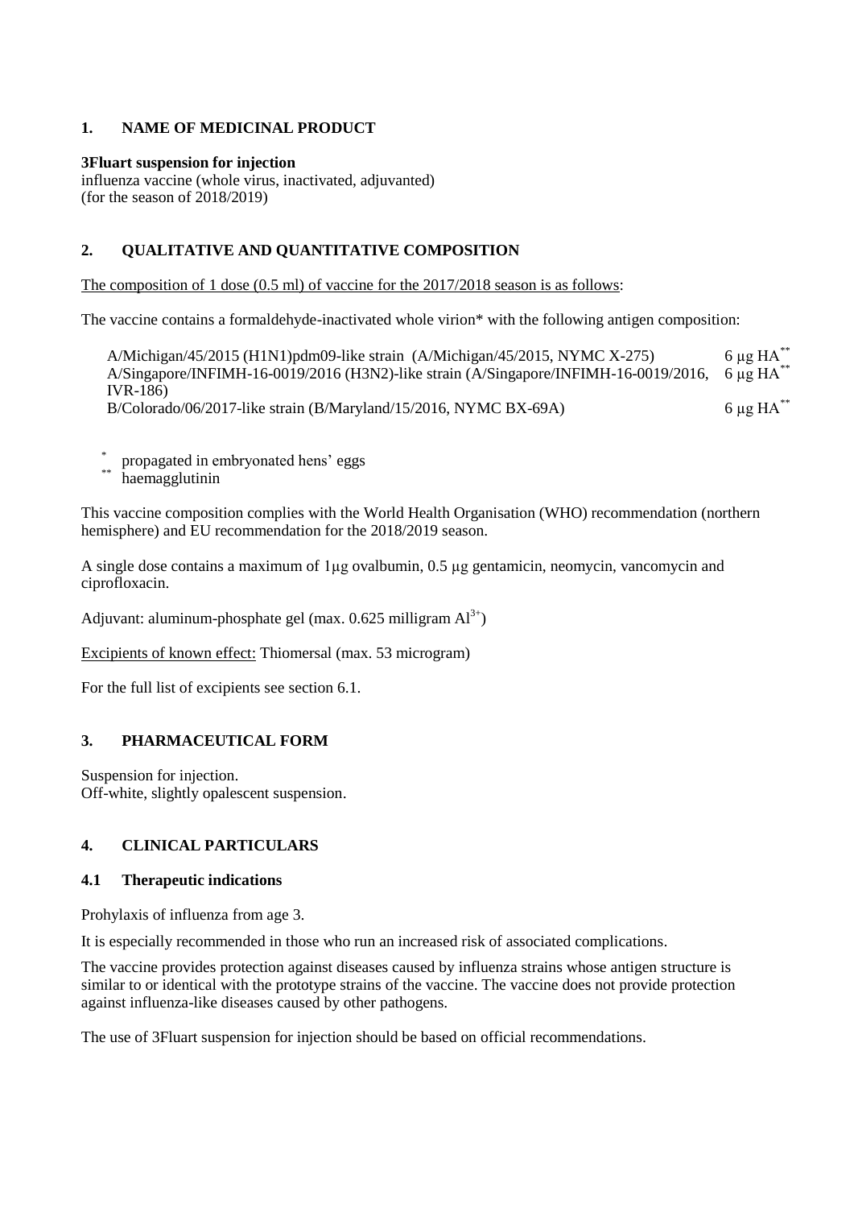## 1. NAME OF MEDICINAL PRODUCT

**3Fluart suspension for injection**
influenza vaccine (whole virus, inactivated, adjuvanted)
(for the season of 2018/2019)

## 2. QUALITATIVE AND QUANTITATIVE COMPOSITION

The composition of 1 dose (0.5 ml) of vaccine for the 2017/2018 season is as follows:

The vaccine contains a formaldehyde-inactivated whole virion* with the following antigen composition:

| | |
|---|---|
| A/Michigan/45/2015 (H1N1)pdm09-like strain (A/Michigan/45/2015, NYMC X-275) | 6 µg HA** |
| A/Singapore/INFIMH-16-0019/2016 (H3N2)-like strain (A/Singapore/INFIMH-16-0019/2016, IVR-186) | 6 µg HA** |
| B/Colorado/06/2017-like strain (B/Maryland/15/2016, NYMC BX-69A) | 6 µg HA** |

\* propagated in embryonated hens' eggs
** haemagglutinin

This vaccine composition complies with the World Health Organisation (WHO) recommendation (northern hemisphere) and EU recommendation for the 2018/2019 season.

A single dose contains a maximum of 1µg ovalbumin, 0.5 µg gentamicin, neomycin, vancomycin and ciprofloxacin.

Adjuvant: aluminum-phosphate gel (max. 0.625 milligram $Al^{3+}$)

Excipients of known effect: Thiomersal (max. 53 microgram)

For the full list of excipients see section 6.1.

## 3. PHARMACEUTICAL FORM

Suspension for injection.
Off-white, slightly opalescent suspension.

## 4. CLINICAL PARTICULARS

### 4.1 Therapeutic indications

Prohylaxis of influenza from age 3.

It is especially recommended in those who run an increased risk of associated complications.

The vaccine provides protection against diseases caused by influenza strains whose antigen structure is similar to or identical with the prototype strains of the vaccine. The vaccine does not provide protection against influenza-like diseases caused by other pathogens.

The use of 3Fluart suspension for injection should be based on official recommendations.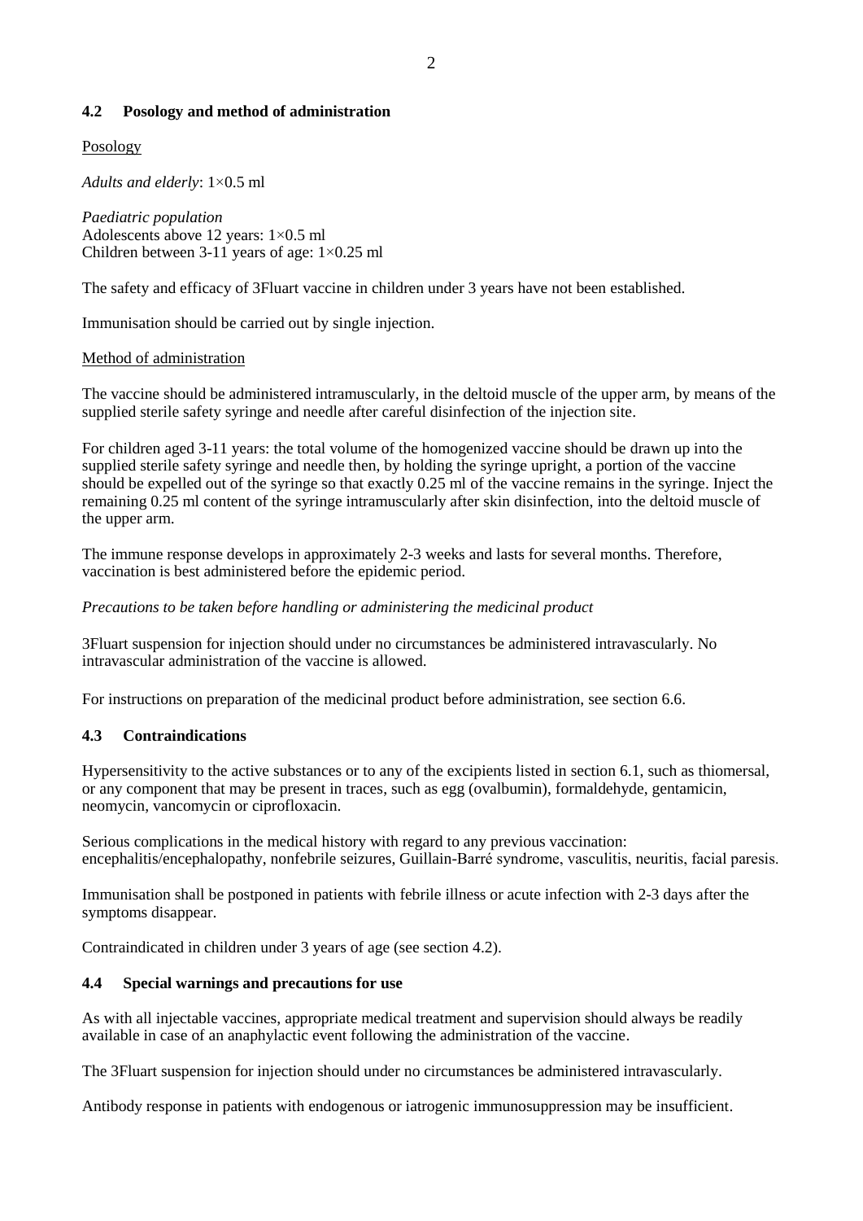## 4.2 Posology and method of administration

Posology

*Adults and elderly*: 1×0.5 ml

*Paediatric population*
Adolescents above 12 years: 1×0.5 ml
Children between 3-11 years of age: 1×0.25 ml

The safety and efficacy of 3Fluart vaccine in children under 3 years have not been established.

Immunisation should be carried out by single injection.

Method of administration

The vaccine should be administered intramuscularly, in the deltoid muscle of the upper arm, by means of the supplied sterile safety syringe and needle after careful disinfection of the injection site.

For children aged 3-11 years: the total volume of the homogenized vaccine should be drawn up into the supplied sterile safety syringe and needle then, by holding the syringe upright, a portion of the vaccine should be expelled out of the syringe so that exactly 0.25 ml of the vaccine remains in the syringe. Inject the remaining 0.25 ml content of the syringe intramuscularly after skin disinfection, into the deltoid muscle of the upper arm.

The immune response develops in approximately 2-3 weeks and lasts for several months. Therefore, vaccination is best administered before the epidemic period.

*Precautions to be taken before handling or administering the medicinal product*

3Fluart suspension for injection should under no circumstances be administered intravascularly. No intravascular administration of the vaccine is allowed.

For instructions on preparation of the medicinal product before administration, see section 6.6.

## 4.3 Contraindications

Hypersensitivity to the active substances or to any of the excipients listed in section 6.1, such as thiomersal, or any component that may be present in traces, such as egg (ovalbumin), formaldehyde, gentamicin, neomycin, vancomycin or ciprofloxacin.

Serious complications in the medical history with regard to any previous vaccination: encephalitis/encephalopathy, nonfebrile seizures, Guillain-Barré syndrome, vasculitis, neuritis, facial paresis.

Immunisation shall be postponed in patients with febrile illness or acute infection with 2-3 days after the symptoms disappear.

Contraindicated in children under 3 years of age (see section 4.2).

## 4.4 Special warnings and precautions for use

As with all injectable vaccines, appropriate medical treatment and supervision should always be readily available in case of an anaphylactic event following the administration of the vaccine.

The 3Fluart suspension for injection should under no circumstances be administered intravascularly.

Antibody response in patients with endogenous or iatrogenic immunosuppression may be insufficient.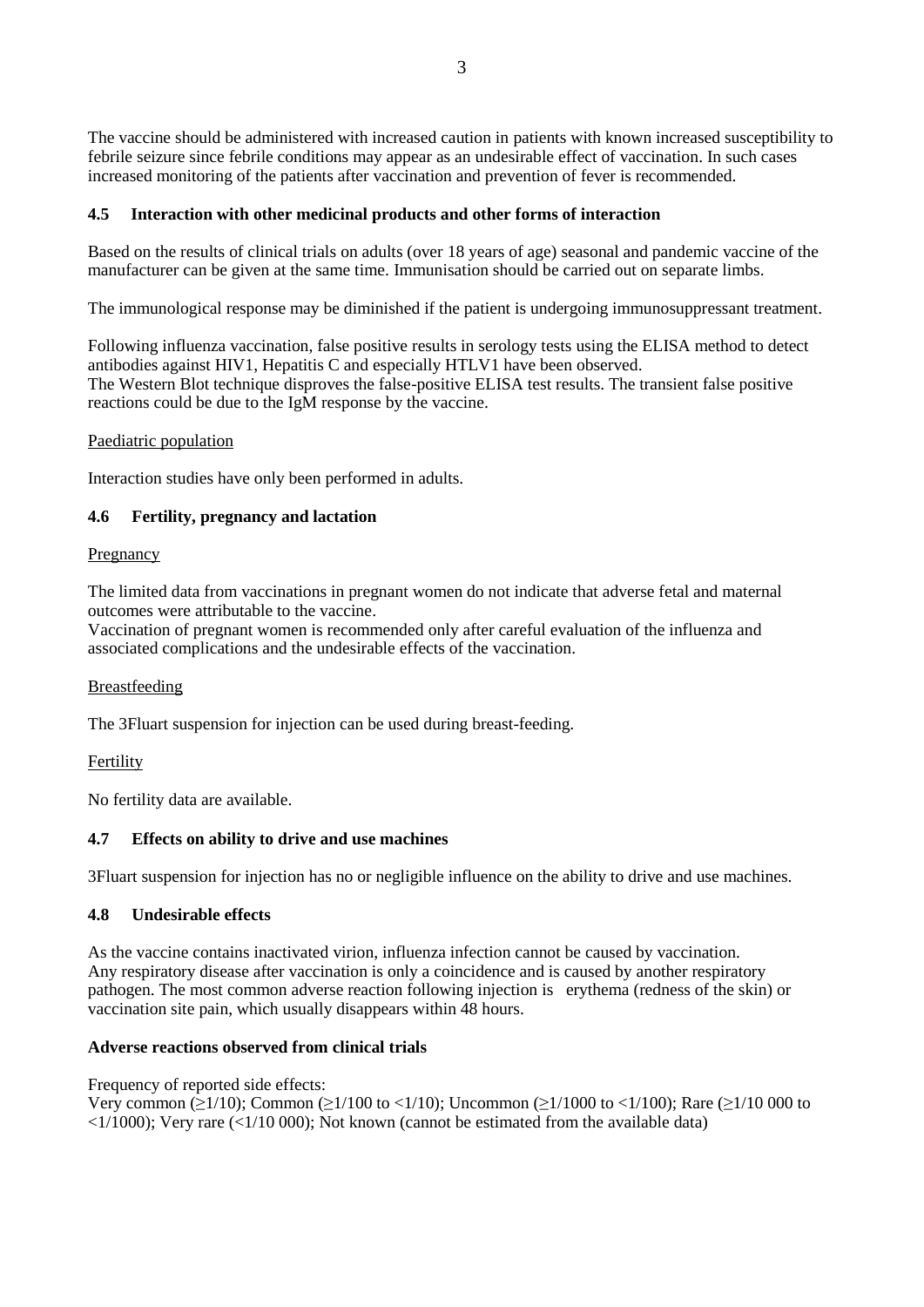The vaccine should be administered with increased caution in patients with known increased susceptibility to febrile seizure since febrile conditions may appear as an undesirable effect of vaccination. In such cases increased monitoring of the patients after vaccination and prevention of fever is recommended.

### 4.5 Interaction with other medicinal products and other forms of interaction

Based on the results of clinical trials on adults (over 18 years of age) seasonal and pandemic vaccine of the manufacturer can be given at the same time. Immunisation should be carried out on separate limbs.

The immunological response may be diminished if the patient is undergoing immunosuppressant treatment.

Following influenza vaccination, false positive results in serology tests using the ELISA method to detect antibodies against HIV1, Hepatitis C and especially HTLV1 have been observed.
The Western Blot technique disproves the false-positive ELISA test results. The transient false positive reactions could be due to the IgM response by the vaccine.

Paediatric population

Interaction studies have only been performed in adults.

### 4.6 Fertility, pregnancy and lactation

Pregnancy

The limited data from vaccinations in pregnant women do not indicate that adverse fetal and maternal outcomes were attributable to the vaccine.
Vaccination of pregnant women is recommended only after careful evaluation of the influenza and associated complications and the undesirable effects of the vaccination.

Breastfeeding

The 3Fluart suspension for injection can be used during breast-feeding.

Fertility

No fertility data are available.

### 4.7 Effects on ability to drive and use machines

3Fluart suspension for injection has no or negligible influence on the ability to drive and use machines.

### 4.8 Undesirable effects

As the vaccine contains inactivated virion, influenza infection cannot be caused by vaccination.
Any respiratory disease after vaccination is only a coincidence and is caused by another respiratory pathogen. The most common adverse reaction following injection is erythema (redness of the skin) or vaccination site pain, which usually disappears within 48 hours.

**Adverse reactions observed from clinical trials**

Frequency of reported side effects:
Very common (≥1/10); Common (≥1/100 to <1/10); Uncommon (≥1/1000 to <1/100); Rare (≥1/10 000 to <1/1000); Very rare (<1/10 000); Not known (cannot be estimated from the available data)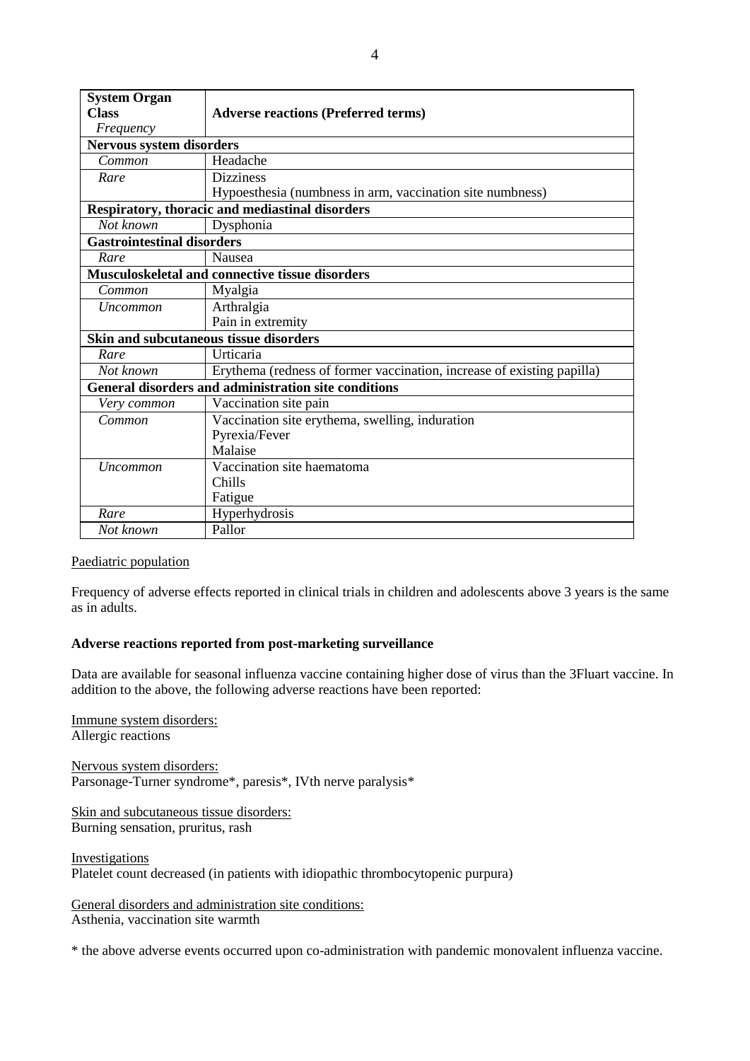| System Organ Class *Frequency* | Adverse reactions (Preferred terms) |
|---|---|
| **Nervous system disorders** | |
| *Common* | Headache |
| *Rare* | Dizziness<br>Hypoesthesia (numbness in arm, vaccination site numbness) |
| **Respiratory, thoracic and mediastinal disorders** | |
| *Not known* | Dysphonia |
| **Gastrointestinal disorders** | |
| *Rare* | Nausea |
| **Musculoskeletal and connective tissue disorders** | |
| *Common* | Myalgia |
| *Uncommon* | Arthralgia<br>Pain in extremity |
| **Skin and subcutaneous tissue disorders** | |
| *Rare* | Urticaria |
| *Not known* | Erythema (redness of former vaccination, increase of existing papilla) |
| **General disorders and administration site conditions** | |
| *Very common* | Vaccination site pain |
| *Common* | Vaccination site erythema, swelling, induration<br>Pyrexia/Fever<br>Malaise |
| *Uncommon* | Vaccination site haematoma<br>Chills<br>Fatigue |
| *Rare* | Hyperhydrosis |
| *Not known* | Pallor |

Paediatric population

Frequency of adverse effects reported in clinical trials in children and adolescents above 3 years is the same as in adults.

**Adverse reactions reported from post-marketing surveillance**

Data are available for seasonal influenza vaccine containing higher dose of virus than the 3Fluart vaccine. In addition to the above, the following adverse reactions have been reported:

Immune system disorders:
Allergic reactions

Nervous system disorders:
Parsonage-Turner syndrome*, paresis*, IVth nerve paralysis*

Skin and subcutaneous tissue disorders:
Burning sensation, pruritus, rash

Investigations
Platelet count decreased (in patients with idiopathic thrombocytopenic purpura)

General disorders and administration site conditions:
Asthenia, vaccination site warmth

* the above adverse events occurred upon co-administration with pandemic monovalent influenza vaccine.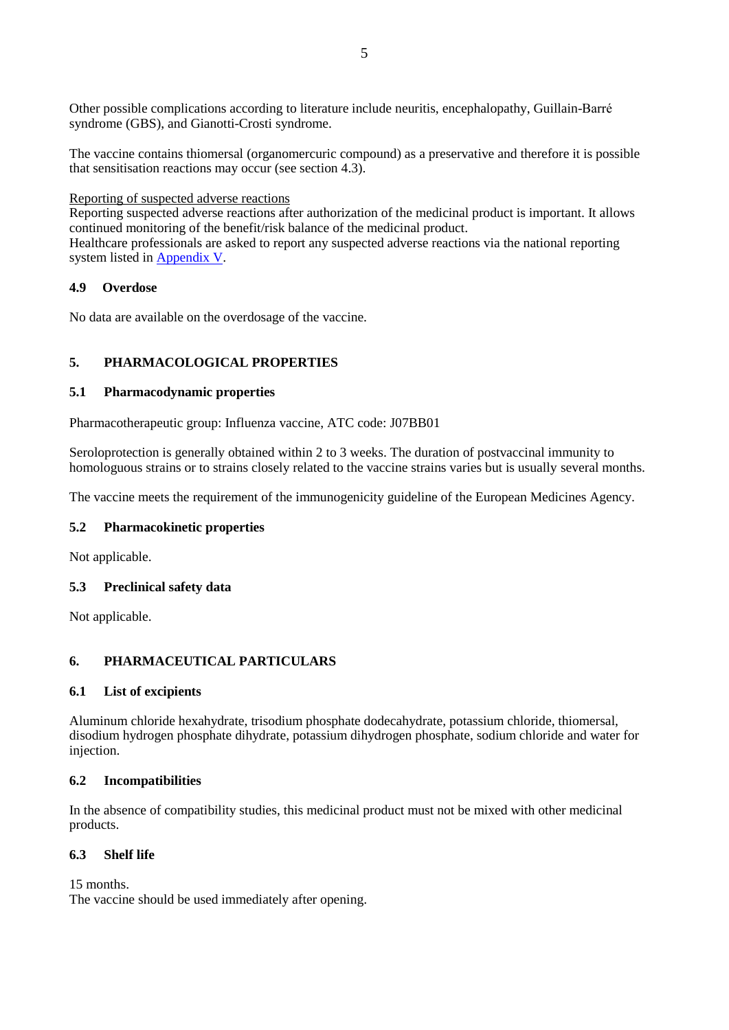Other possible complications according to literature include neuritis, encephalopathy, Guillain-Barré syndrome (GBS), and Gianotti-Crosti syndrome.

The vaccine contains thiomersal (organomercuric compound) as a preservative and therefore it is possible that sensitisation reactions may occur (see section 4.3).

<u>Reporting of suspected adverse reactions</u>
Reporting suspected adverse reactions after authorization of the medicinal product is important. It allows continued monitoring of the benefit/risk balance of the medicinal product.
Healthcare professionals are asked to report any suspected adverse reactions via the national reporting system listed in [Appendix V](#).

### 4.9 Overdose

No data are available on the overdosage of the vaccine.

## 5. PHARMACOLOGICAL PROPERTIES

### 5.1 Pharmacodynamic properties

Pharmacotherapeutic group: Influenza vaccine, ATC code: J07BB01

Seroloprotection is generally obtained within 2 to 3 weeks. The duration of postvaccinal immunity to homologuous strains or to strains closely related to the vaccine strains varies but is usually several months.

The vaccine meets the requirement of the immunogenicity guideline of the European Medicines Agency.

### 5.2 Pharmacokinetic properties

Not applicable.

### 5.3 Preclinical safety data

Not applicable.

## 6. PHARMACEUTICAL PARTICULARS

### 6.1 List of excipients

Aluminum chloride hexahydrate, trisodium phosphate dodecahydrate, potassium chloride, thiomersal, disodium hydrogen phosphate dihydrate, potassium dihydrogen phosphate, sodium chloride and water for injection.

### 6.2 Incompatibilities

In the absence of compatibility studies, this medicinal product must not be mixed with other medicinal products.

### 6.3 Shelf life

15 months.
The vaccine should be used immediately after opening.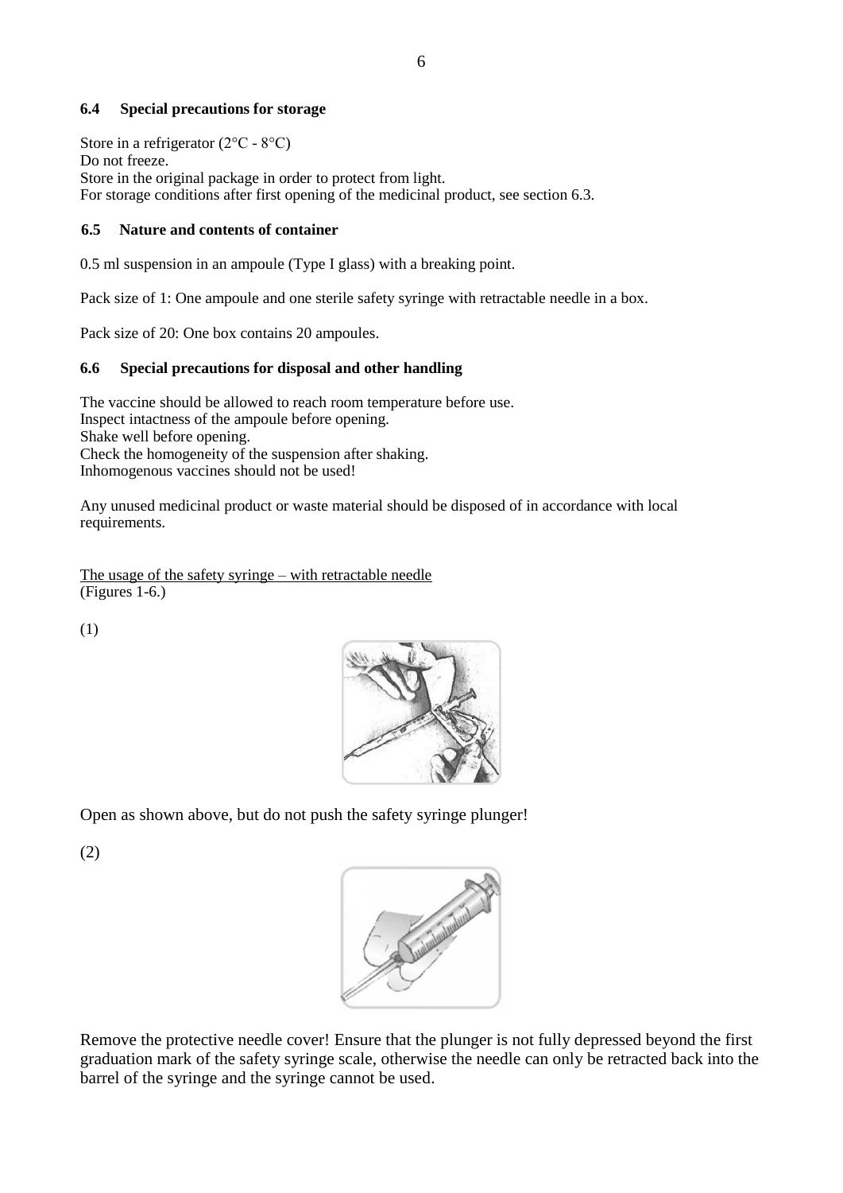### 6.4 Special precautions for storage

Store in a refrigerator (2°C - 8°C)
Do not freeze.
Store in the original package in order to protect from light.
For storage conditions after first opening of the medicinal product, see section 6.3.

### 6.5 Nature and contents of container

0.5 ml suspension in an ampoule (Type I glass) with a breaking point.

Pack size of 1: One ampoule and one sterile safety syringe with retractable needle in a box.

Pack size of 20: One box contains 20 ampoules.

### 6.6 Special precautions for disposal and other handling

The vaccine should be allowed to reach room temperature before use.
Inspect intactness of the ampoule before opening.
Shake well before opening.
Check the homogeneity of the suspension after shaking.
Inhomogenous vaccines should not be used!

Any unused medicinal product or waste material should be disposed of in accordance with local requirements.

The usage of the safety syringe – with retractable needle
(Figures 1-6.)

(1)

Open as shown above, but do not push the safety syringe plunger!

(2)

Remove the protective needle cover! Ensure that the plunger is not fully depressed beyond the first graduation mark of the safety syringe scale, otherwise the needle can only be retracted back into the barrel of the syringe and the syringe cannot be used.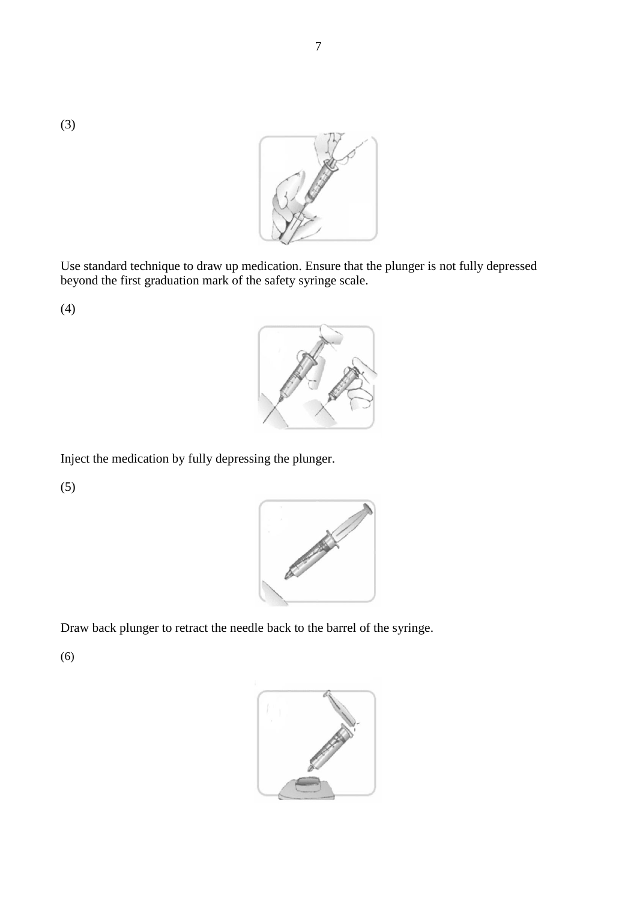(3)

Use standard technique to draw up medication. Ensure that the plunger is not fully depressed beyond the first graduation mark of the safety syringe scale.

(4)

Inject the medication by fully depressing the plunger.

(5)

Draw back plunger to retract the needle back to the barrel of the syringe.

(6)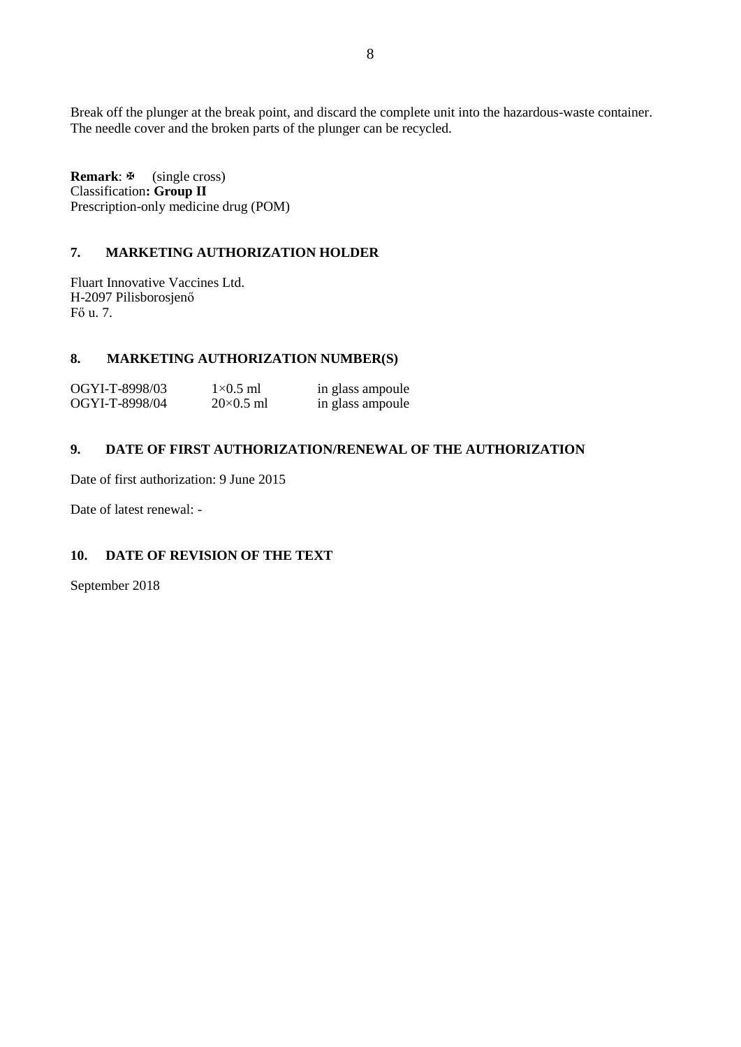Break off the plunger at the break point, and discard the complete unit into the hazardous-waste container. The needle cover and the broken parts of the plunger can be recycled.

**Remark**: ✠ (single cross)
Classification**: Group II**
Prescription-only medicine drug (POM)

## 7. MARKETING AUTHORIZATION HOLDER

Fluart Innovative Vaccines Ltd.
H-2097 Pilisborosjenő
Fő u. 7.

## 8. MARKETING AUTHORIZATION NUMBER(S)

| | | |
|---|---|---|
| OGYI-T-8998/03 | 1×0.5 ml | in glass ampoule |
| OGYI-T-8998/04 | 20×0.5 ml | in glass ampoule |

## 9. DATE OF FIRST AUTHORIZATION/RENEWAL OF THE AUTHORIZATION

Date of first authorization: 9 June 2015

Date of latest renewal: -

## 10. DATE OF REVISION OF THE TEXT

September 2018